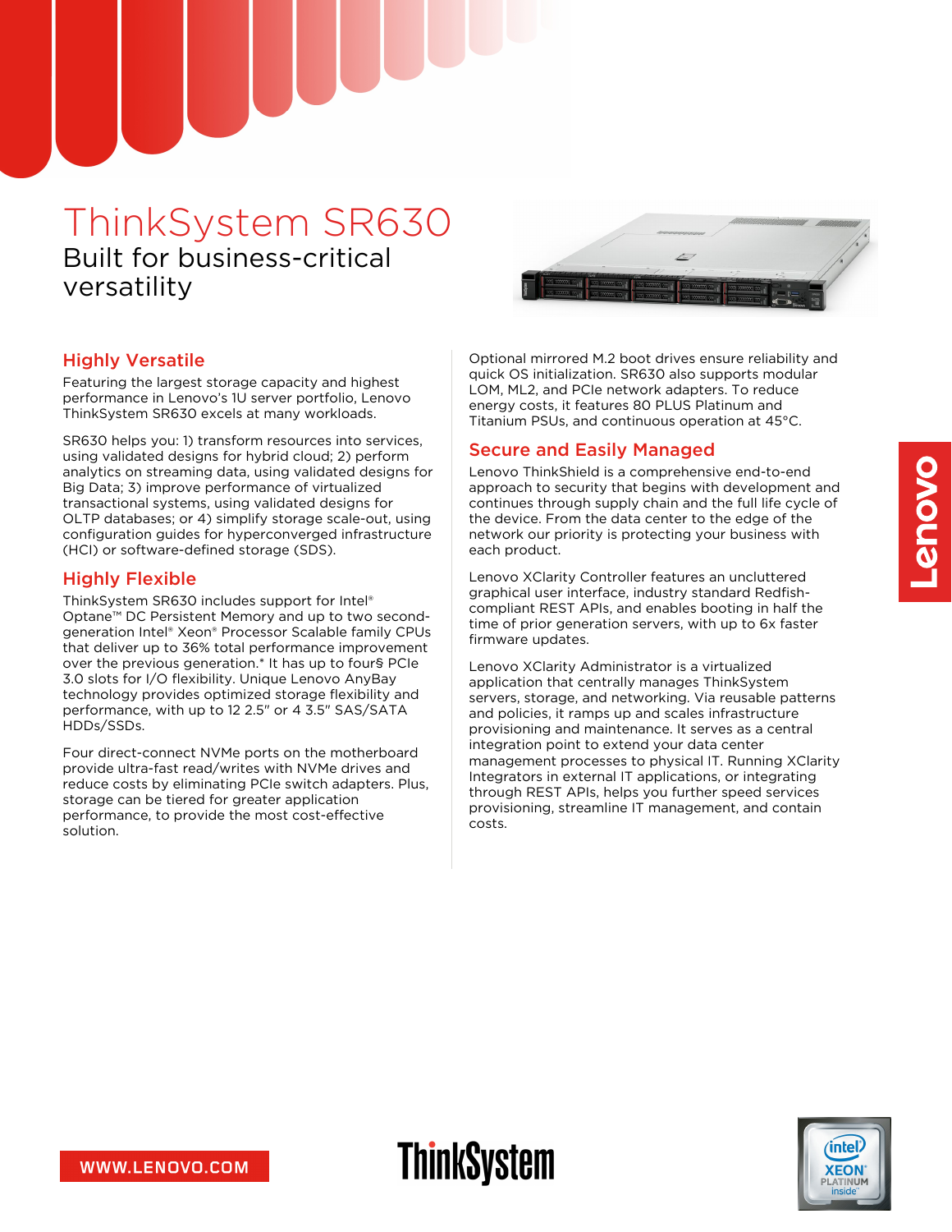# ThinkSystem SR630

Built for business-critical versatility

## Highly Versatile

Featuring the largest storage capacity and highest performance in Lenovo's 1U server portfolio, Lenovo ThinkSystem SR630 excels at many workloads.

SR630 helps you: 1) transform resources into services, using validated designs for hybrid cloud; 2) perform analytics on streaming data, using validated designs for Big Data; 3) improve performance of virtualized transactional systems, using validated designs for OLTP databases; or 4) simplify storage scale-out, using configuration guides for hyperconverged infrastructure (HCI) or software-defined storage (SDS).

## Highly Flexible

ThinkSystem SR630 includes support for Intel® Optane™ DC Persistent Memory and up to two second-generation Intel® Xeon® Processor Scalable family CPUs that deliver up to 36% total performance improvement over the previous generation.* It has up to four§ PCIe 3.0 slots for I/O flexibility. Unique Lenovo AnyBay technology provides optimized storage flexibility and performance, with up to 12 2.5" or 4 3.5" SAS/SATA HDDs/SSDs.

Four direct-connect NVMe ports on the motherboard provide ultra-fast read/writes with NVMe drives and reduce costs by eliminating PCIe switch adapters. Plus, storage can be tiered for greater application performance, to provide the most cost-effective solution.

Optional mirrored M.2 boot drives ensure reliability and quick OS initialization. SR630 also supports modular LOM, ML2, and PCIe network adapters. To reduce energy costs, it features 80 PLUS Platinum and Titanium PSUs, and continuous operation at 45°C.

## Secure and Easily Managed

Lenovo ThinkShield is a comprehensive end-to-end approach to security that begins with development and continues through supply chain and the full life cycle of the device. From the data center to the edge of the network our priority is protecting your business with each product.

Lenovo XClarity Controller features an uncluttered graphical user interface, industry standard Redfish-compliant REST APIs, and enables booting in half the time of prior generation servers, with up to 6x faster firmware updates.

Lenovo XClarity Administrator is a virtualized application that centrally manages ThinkSystem servers, storage, and networking. Via reusable patterns and policies, it ramps up and scales infrastructure provisioning and maintenance. It serves as a central integration point to extend your data center management processes to physical IT. Running XClarity Integrators in external IT applications, or integrating through REST APIs, helps you further speed services provisioning, streamline IT management, and contain costs.

WWW.LENOVO.COM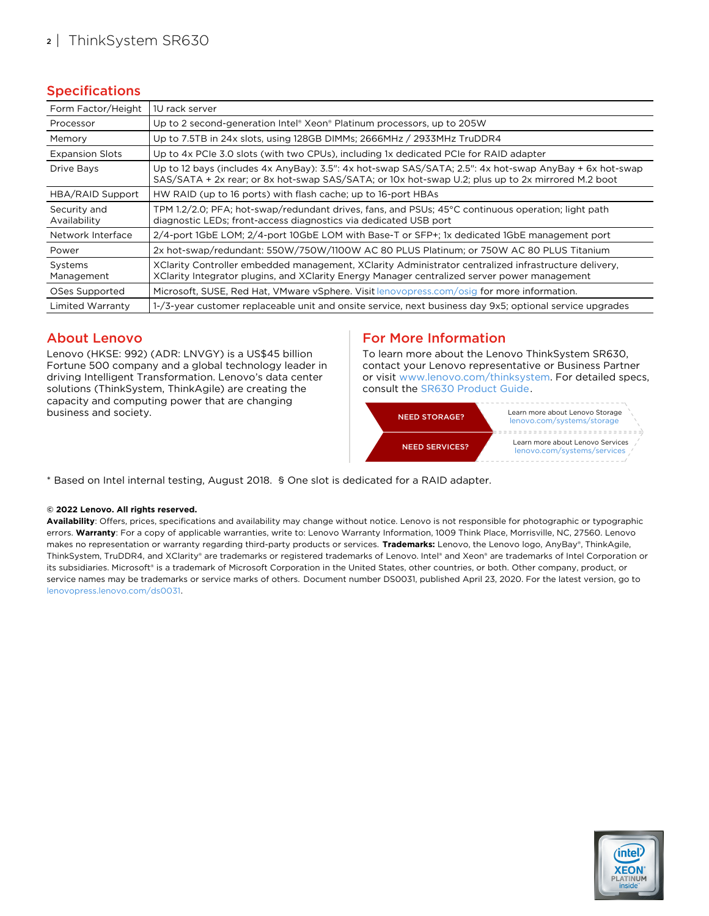## Specifications

| | |
|---|---|
| Form Factor/Height | 1U rack server |
| Processor | Up to 2 second-generation Intel® Xeon® Platinum processors, up to 205W |
| Memory | Up to 7.5TB in 24x slots, using 128GB DIMMs; 2666MHz / 2933MHz TruDDR4 |
| Expansion Slots | Up to 4x PCIe 3.0 slots (with two CPUs), including 1x dedicated PCIe for RAID adapter |
| Drive Bays | Up to 12 bays (includes 4x AnyBay): 3.5": 4x hot-swap SAS/SATA; 2.5": 4x hot-swap AnyBay + 6x hot-swap SAS/SATA + 2x rear; or 8x hot-swap SAS/SATA; or 10x hot-swap U.2; plus up to 2x mirrored M.2 boot |
| HBA/RAID Support | HW RAID (up to 16 ports) with flash cache; up to 16-port HBAs |
| Security and Availability | TPM 1.2/2.0; PFA; hot-swap/redundant drives, fans, and PSUs; 45°C continuous operation; light path diagnostic LEDs; front-access diagnostics via dedicated USB port |
| Network Interface | 2/4-port 1GbE LOM; 2/4-port 10GbE LOM with Base-T or SFP+; 1x dedicated 1GbE management port |
| Power | 2x hot-swap/redundant: 550W/750W/1100W AC 80 PLUS Platinum; or 750W AC 80 PLUS Titanium |
| Systems Management | XClarity Controller embedded management, XClarity Administrator centralized infrastructure delivery, XClarity Integrator plugins, and XClarity Energy Manager centralized server power management |
| OSes Supported | Microsoft, SUSE, Red Hat, VMware vSphere. Visit lenovopress.com/osig for more information. |
| Limited Warranty | 1-/3-year customer replaceable unit and onsite service, next business day 9x5; optional service upgrades |

## About Lenovo

Lenovo (HKSE: 992) (ADR: LNVGY) is a US$45 billion Fortune 500 company and a global technology leader in driving Intelligent Transformation. Lenovo's data center solutions (ThinkSystem, ThinkAgile) are creating the capacity and computing power that are changing business and society.

## For More Information

To learn more about the Lenovo ThinkSystem SR630, contact your Lenovo representative or Business Partner or visit www.lenovo.com/thinksystem. For detailed specs, consult the SR630 Product Guide.

**NEED STORAGE?** Learn more about Lenovo Storage lenovo.com/systems/storage

**NEED SERVICES?** Learn more about Lenovo Services lenovo.com/systems/services

* Based on Intel internal testing, August 2018. § One slot is dedicated for a RAID adapter.

**© 2022 Lenovo. All rights reserved.**
**Availability**: Offers, prices, specifications and availability may change without notice. Lenovo is not responsible for photographic or typographic errors. **Warranty**: For a copy of applicable warranties, write to: Lenovo Warranty Information, 1009 Think Place, Morrisville, NC, 27560. Lenovo makes no representation or warranty regarding third-party products or services. **Trademarks:** Lenovo, the Lenovo logo, AnyBay®, ThinkAgile, ThinkSystem, TruDDR4, and XClarity® are trademarks or registered trademarks of Lenovo. Intel® and Xeon® are trademarks of Intel Corporation or its subsidiaries. Microsoft® is a trademark of Microsoft Corporation in the United States, other countries, or both. Other company, product, or service names may be trademarks or service marks of others. Document number DS0031, published April 23, 2020. For the latest version, go to lenovopress.lenovo.com/ds0031.